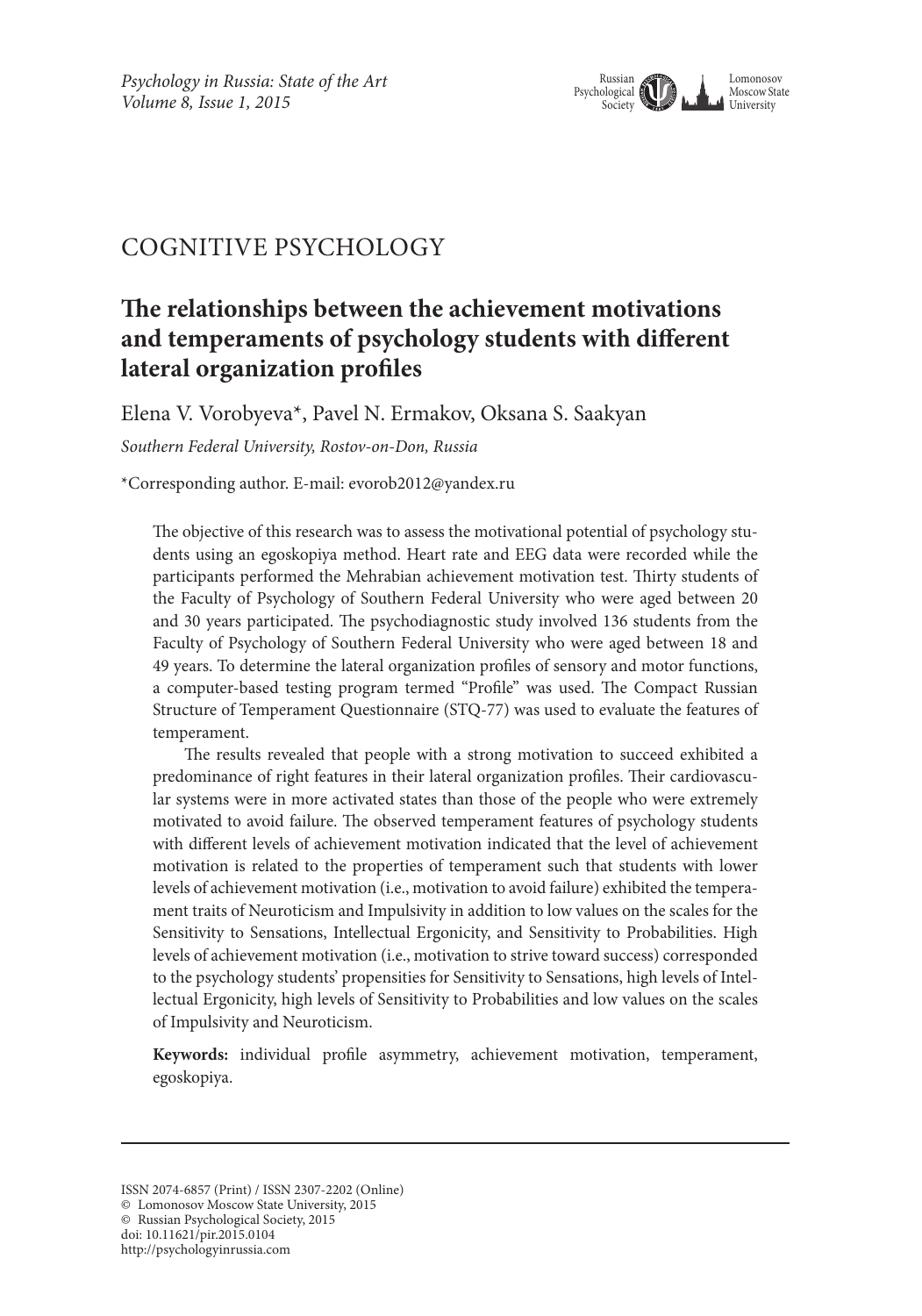COGNITIVE PSYCHOLOGY

# The relationships between the achievement motivations and temperaments of psychology students with different lateral organization profiles

Elena V. Vorobyeva*, Pavel N. Ermakov, Oksana S. Saakyan

*Southern Federal University, Rostov-on-Don, Russia*

*Corresponding author. E-mail: evorob2012@yandex.ru

The objective of this research was to assess the motivational potential of psychology students using an egoskopiya method. Heart rate and EEG data were recorded while the participants performed the Mehrabian achievement motivation test. Thirty students of the Faculty of Psychology of Southern Federal University who were aged between 20 and 30 years participated. The psychodiagnostic study involved 136 students from the Faculty of Psychology of Southern Federal University who were aged between 18 and 49 years. To determine the lateral organization profiles of sensory and motor functions, a computer-based testing program termed "Profile" was used. The Compact Russian Structure of Temperament Questionnaire (STQ-77) was used to evaluate the features of temperament.

The results revealed that people with a strong motivation to succeed exhibited a predominance of right features in their lateral organization profiles. Their cardiovascular systems were in more activated states than those of the people who were extremely motivated to avoid failure. The observed temperament features of psychology students with different levels of achievement motivation indicated that the level of achievement motivation is related to the properties of temperament such that students with lower levels of achievement motivation (i.e., motivation to avoid failure) exhibited the temperament traits of Neuroticism and Impulsivity in addition to low values on the scales for the Sensitivity to Sensations, Intellectual Ergonicity, and Sensitivity to Probabilities. High levels of achievement motivation (i.e., motivation to strive toward success) corresponded to the psychology students' propensities for Sensitivity to Sensations, high levels of Intellectual Ergonicity, high levels of Sensitivity to Probabilities and low values on the scales of Impulsivity and Neuroticism.

**Keywords:** individual profile asymmetry, achievement motivation, temperament, egoskopiya.

ISSN 2074-6857 (Print) / ISSN 2307-2202 (Online)
© Lomonosov Moscow State University, 2015
© Russian Psychological Society, 2015
doi: 10.11621/pir.2015.0104
http://psychologyinrussia.com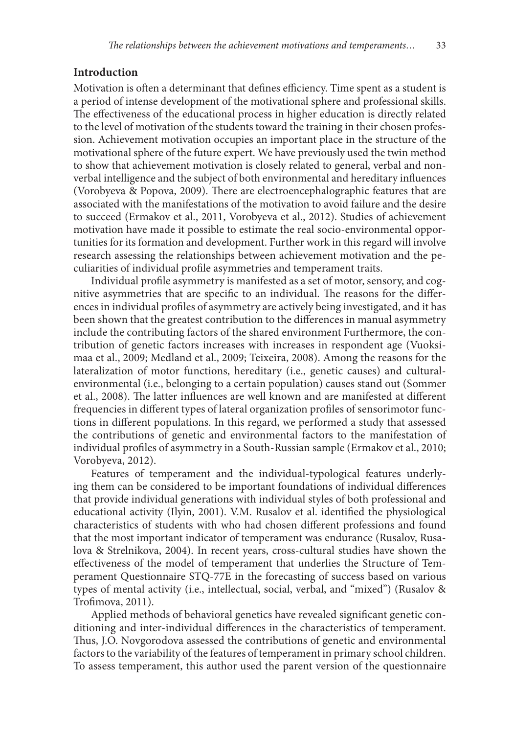## Introduction

Motivation is often a determinant that defines efficiency. Time spent as a student is a period of intense development of the motivational sphere and professional skills. The effectiveness of the educational process in higher education is directly related to the level of motivation of the students toward the training in their chosen profession. Achievement motivation occupies an important place in the structure of the motivational sphere of the future expert. We have previously used the twin method to show that achievement motivation is closely related to general, verbal and nonverbal intelligence and the subject of both environmental and hereditary influences (Vorobyeva & Popova, 2009). There are electroencephalographic features that are associated with the manifestations of the motivation to avoid failure and the desire to succeed (Ermakov et al., 2011, Vorobyeva et al., 2012). Studies of achievement motivation have made it possible to estimate the real socio-environmental opportunities for its formation and development. Further work in this regard will involve research assessing the relationships between achievement motivation and the peculiarities of individual profile asymmetries and temperament traits.

Individual profile asymmetry is manifested as a set of motor, sensory, and cognitive asymmetries that are specific to an individual. The reasons for the differences in individual profiles of asymmetry are actively being investigated, and it has been shown that the greatest contribution to the differences in manual asymmetry include the contributing factors of the shared environment Furthermore, the contribution of genetic factors increases with increases in respondent age (Vuoksimaa et al., 2009; Medland et al., 2009; Teixeira, 2008). Among the reasons for the lateralization of motor functions, hereditary (i.e., genetic causes) and cultural-environmental (i.e., belonging to a certain population) causes stand out (Sommer et al., 2008). The latter influences are well known and are manifested at different frequencies in different types of lateral organization profiles of sensorimotor functions in different populations. In this regard, we performed a study that assessed the contributions of genetic and environmental factors to the manifestation of individual profiles of asymmetry in a South-Russian sample (Ermakov et al., 2010; Vorobyeva, 2012).

Features of temperament and the individual-typological features underlying them can be considered to be important foundations of individual differences that provide individual generations with individual styles of both professional and educational activity (Ilyin, 2001). V.M. Rusalov et al. identified the physiological characteristics of students with who had chosen different professions and found that the most important indicator of temperament was endurance (Rusalov, Rusalova & Strelnikova, 2004). In recent years, cross-cultural studies have shown the effectiveness of the model of temperament that underlies the Structure of Temperament Questionnaire STQ-77E in the forecasting of success based on various types of mental activity (i.e., intellectual, social, verbal, and "mixed") (Rusalov & Trofimova, 2011).

Applied methods of behavioral genetics have revealed significant genetic conditioning and inter-individual differences in the characteristics of temperament. Thus, J.O. Novgorodova assessed the contributions of genetic and environmental factors to the variability of the features of temperament in primary school children. To assess temperament, this author used the parent version of the questionnaire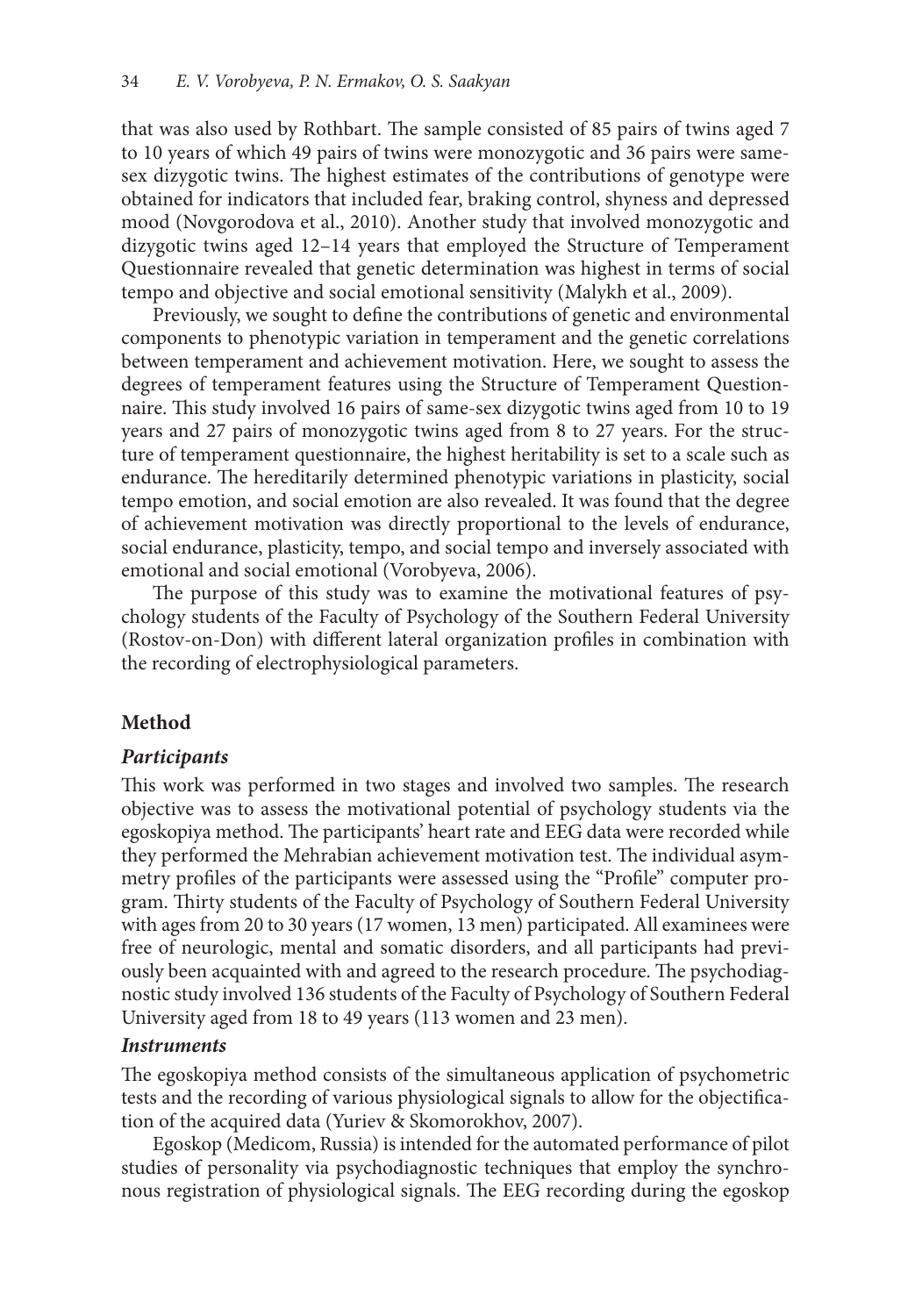that was also used by Rothbart. The sample consisted of 85 pairs of twins aged 7 to 10 years of which 49 pairs of twins were monozygotic and 36 pairs were same-sex dizygotic twins. The highest estimates of the contributions of genotype were obtained for indicators that included fear, braking control, shyness and depressed mood (Novgorodova et al., 2010). Another study that involved monozygotic and dizygotic twins aged 12–14 years that employed the Structure of Temperament Questionnaire revealed that genetic determination was highest in terms of social tempo and objective and social emotional sensitivity (Malykh et al., 2009).

Previously, we sought to define the contributions of genetic and environmental components to phenotypic variation in temperament and the genetic correlations between temperament and achievement motivation. Here, we sought to assess the degrees of temperament features using the Structure of Temperament Questionnaire. This study involved 16 pairs of same-sex dizygotic twins aged from 10 to 19 years and 27 pairs of monozygotic twins aged from 8 to 27 years. For the structure of temperament questionnaire, the highest heritability is set to a scale such as endurance. The hereditarily determined phenotypic variations in plasticity, social tempo emotion, and social emotion are also revealed. It was found that the degree of achievement motivation was directly proportional to the levels of endurance, social endurance, plasticity, tempo, and social tempo and inversely associated with emotional and social emotional (Vorobyeva, 2006).

The purpose of this study was to examine the motivational features of psychology students of the Faculty of Psychology of the Southern Federal University (Rostov-on-Don) with different lateral organization profiles in combination with the recording of electrophysiological parameters.

## Method

### *Participants*

This work was performed in two stages and involved two samples. The research objective was to assess the motivational potential of psychology students via the egoskopiya method. The participants' heart rate and EEG data were recorded while they performed the Mehrabian achievement motivation test. The individual asymmetry profiles of the participants were assessed using the "Profile" computer program. Thirty students of the Faculty of Psychology of Southern Federal University with ages from 20 to 30 years (17 women, 13 men) participated. All examinees were free of neurologic, mental and somatic disorders, and all participants had previously been acquainted with and agreed to the research procedure. The psychodiagnostic study involved 136 students of the Faculty of Psychology of Southern Federal University aged from 18 to 49 years (113 women and 23 men).

### *Instruments*

The egoskopiya method consists of the simultaneous application of psychometric tests and the recording of various physiological signals to allow for the objectification of the acquired data (Yuriev & Skomorokhov, 2007).

Egoskop (Medicom, Russia) is intended for the automated performance of pilot studies of personality via psychodiagnostic techniques that employ the synchronous registration of physiological signals. The EEG recording during the egoskop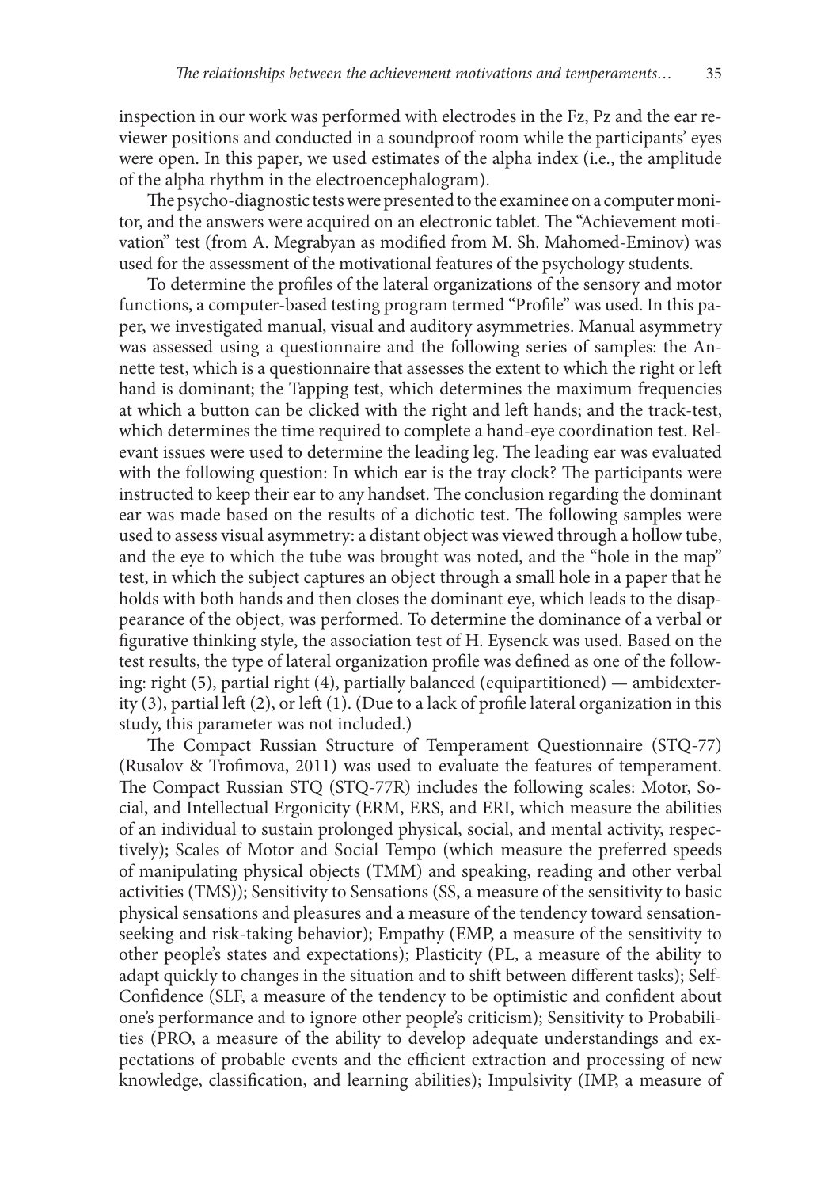inspection in our work was performed with electrodes in the Fz, Pz and the ear reviewer positions and conducted in a soundproof room while the participants' eyes were open. In this paper, we used estimates of the alpha index (i.e., the amplitude of the alpha rhythm in the electroencephalogram).

The psycho-diagnostic tests were presented to the examinee on a computer monitor, and the answers were acquired on an electronic tablet. The "Achievement motivation" test (from A. Megrabyan as modified from M. Sh. Mahomed-Eminov) was used for the assessment of the motivational features of the psychology students.

To determine the profiles of the lateral organizations of the sensory and motor functions, a computer-based testing program termed "Profile" was used. In this paper, we investigated manual, visual and auditory asymmetries. Manual asymmetry was assessed using a questionnaire and the following series of samples: the Annette test, which is a questionnaire that assesses the extent to which the right or left hand is dominant; the Tapping test, which determines the maximum frequencies at which a button can be clicked with the right and left hands; and the track-test, which determines the time required to complete a hand-eye coordination test. Relevant issues were used to determine the leading leg. The leading ear was evaluated with the following question: In which ear is the tray clock? The participants were instructed to keep their ear to any handset. The conclusion regarding the dominant ear was made based on the results of a dichotic test. The following samples were used to assess visual asymmetry: a distant object was viewed through a hollow tube, and the eye to which the tube was brought was noted, and the "hole in the map" test, in which the subject captures an object through a small hole in a paper that he holds with both hands and then closes the dominant eye, which leads to the disappearance of the object, was performed. To determine the dominance of a verbal or figurative thinking style, the association test of H. Eysenck was used. Based on the test results, the type of lateral organization profile was defined as one of the following: right (5), partial right (4), partially balanced (equipartitioned) — ambidexterity (3), partial left (2), or left (1). (Due to a lack of profile lateral organization in this study, this parameter was not included.)

The Compact Russian Structure of Temperament Questionnaire (STQ-77) (Rusalov & Trofimova, 2011) was used to evaluate the features of temperament. The Compact Russian STQ (STQ-77R) includes the following scales: Motor, Social, and Intellectual Ergonicity (ERM, ERS, and ERI, which measure the abilities of an individual to sustain prolonged physical, social, and mental activity, respectively); Scales of Motor and Social Tempo (which measure the preferred speeds of manipulating physical objects (TMM) and speaking, reading and other verbal activities (TMS)); Sensitivity to Sensations (SS, a measure of the sensitivity to basic physical sensations and pleasures and a measure of the tendency toward sensation-seeking and risk-taking behavior); Empathy (EMP, a measure of the sensitivity to other people's states and expectations); Plasticity (PL, a measure of the ability to adapt quickly to changes in the situation and to shift between different tasks); Self-Confidence (SLF, a measure of the tendency to be optimistic and confident about one's performance and to ignore other people's criticism); Sensitivity to Probabilities (PRO, a measure of the ability to develop adequate understandings and expectations of probable events and the efficient extraction and processing of new knowledge, classification, and learning abilities); Impulsivity (IMP, a measure of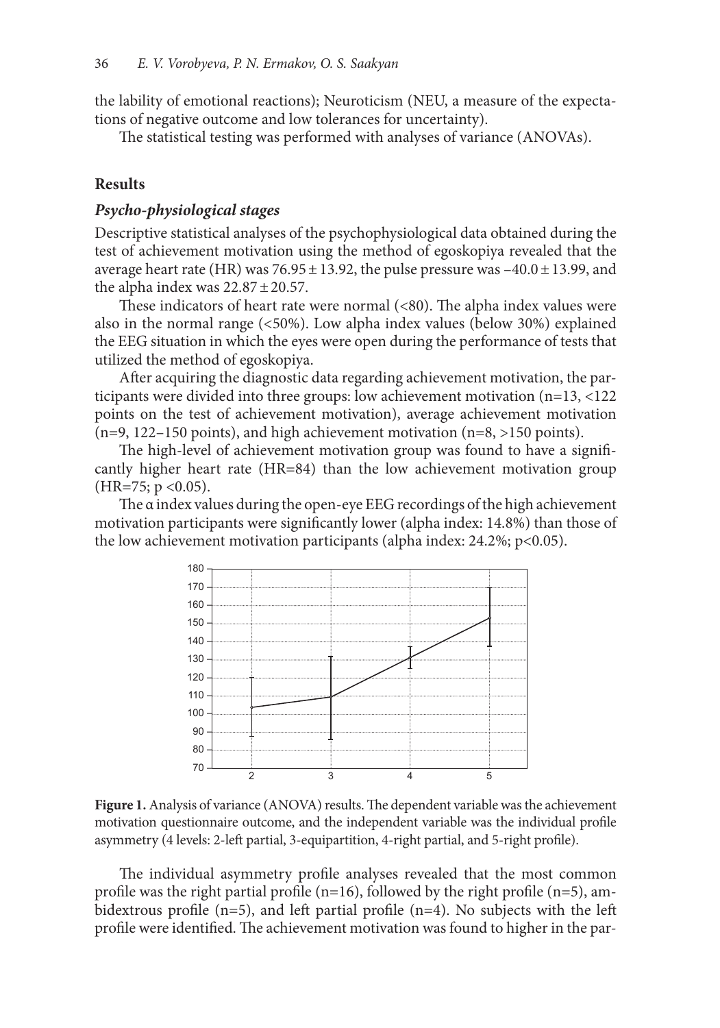the lability of emotional reactions); Neuroticism (NEU, a measure of the expectations of negative outcome and low tolerances for uncertainty).

The statistical testing was performed with analyses of variance (ANOVAs).

## Results

### *Psycho-physiological stages*

Descriptive statistical analyses of the psychophysiological data obtained during the test of achievement motivation using the method of egoskopiya revealed that the average heart rate (HR) was $76.95 \pm 13.92$, the pulse pressure was $-40.0 \pm 13.99$, and the alpha index was $22.87 \pm 20.57$.

These indicators of heart rate were normal (<80). The alpha index values were also in the normal range (<50%). Low alpha index values (below 30%) explained the EEG situation in which the eyes were open during the performance of tests that utilized the method of egoskopiya.

After acquiring the diagnostic data regarding achievement motivation, the participants were divided into three groups: low achievement motivation (n=13, <122 points on the test of achievement motivation), average achievement motivation (n=9, 122–150 points), and high achievement motivation (n=8, >150 points).

The high-level of achievement motivation group was found to have a significantly higher heart rate (HR=84) than the low achievement motivation group (HR=75; $p < 0.05$).

The α index values during the open-eye EEG recordings of the high achievement motivation participants were significantly lower (alpha index: 14.8%) than those of the low achievement motivation participants (alpha index: 24.2%; $p<0.05$).

**Figure 1.** Analysis of variance (ANOVA) results. The dependent variable was the achievement motivation questionnaire outcome, and the independent variable was the individual profile asymmetry (4 levels: 2-left partial, 3-equipartition, 4-right partial, and 5-right profile).

The individual asymmetry profile analyses revealed that the most common profile was the right partial profile (n=16), followed by the right profile (n=5), ambidextrous profile (n=5), and left partial profile (n=4). No subjects with the left profile were identified. The achievement motivation was found to higher in the par-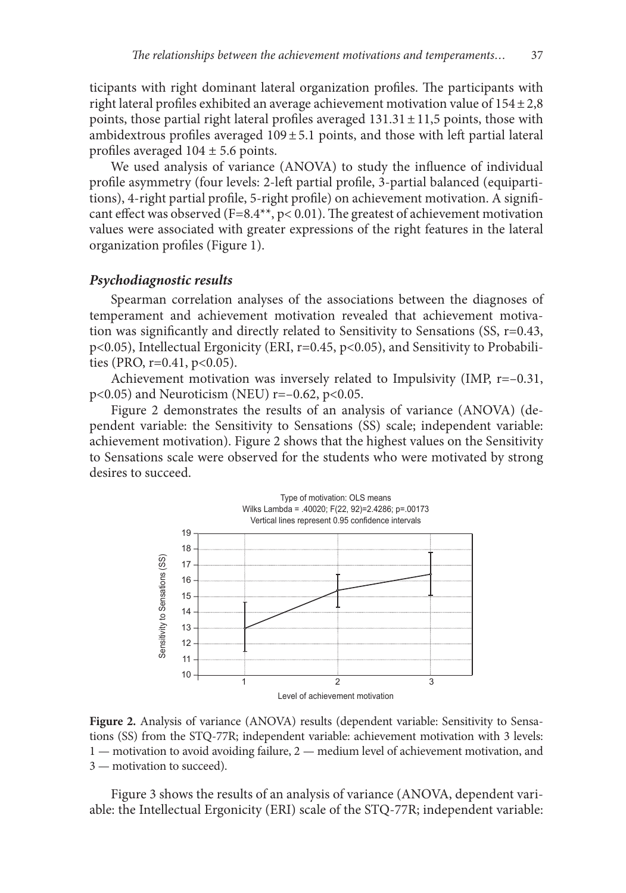ticipants with right dominant lateral organization profiles. The participants with right lateral profiles exhibited an average achievement motivation value of $154 \pm 2{,}8$ points, those partial right lateral profiles averaged $131.31 \pm 11{,}5$ points, those with ambidextrous profiles averaged $109 \pm 5.1$ points, and those with left partial lateral profiles averaged $104 \pm 5.6$ points.

We used analysis of variance (ANOVA) to study the influence of individual profile asymmetry (four levels: 2-left partial profile, 3-partial balanced (equipartitions), 4-right partial profile, 5-right profile) on achievement motivation. A significant effect was observed ($F=8.4^{**}$, $p< 0.01$). The greatest of achievement motivation values were associated with greater expressions of the right features in the lateral organization profiles (Figure 1).

### *Psychodiagnostic results*

Spearman correlation analyses of the associations between the diagnoses of temperament and achievement motivation revealed that achievement motivation was significantly and directly related to Sensitivity to Sensations (SS, $r=0.43$, $p<0.05$), Intellectual Ergonicity (ERI, $r=0.45$, $p<0.05$), and Sensitivity to Probabilities (PRO, $r=0.41$, $p<0.05$).

Achievement motivation was inversely related to Impulsivity (IMP, $r=-0.31$, $p<0.05$) and Neuroticism (NEU) $r=-0.62$, $p<0.05$.

Figure 2 demonstrates the results of an analysis of variance (ANOVA) (dependent variable: the Sensitivity to Sensations (SS) scale; independent variable: achievement motivation). Figure 2 shows that the highest values on the Sensitivity to Sensations scale were observed for the students who were motivated by strong desires to succeed.

Type of motivation: OLS means
Wilks Lambda = .40020; F(22, 92)=2.4286; p=.00173
Vertical lines represent 0.95 confidence intervals

**Figure 2.** Analysis of variance (ANOVA) results (dependent variable: Sensitivity to Sensations (SS) from the STQ-77R; independent variable: achievement motivation with 3 levels: 1 — motivation to avoid avoiding failure, 2 — medium level of achievement motivation, and 3 — motivation to succeed).

Figure 3 shows the results of an analysis of variance (ANOVA, dependent variable: the Intellectual Ergonicity (ERI) scale of the STQ-77R; independent variable: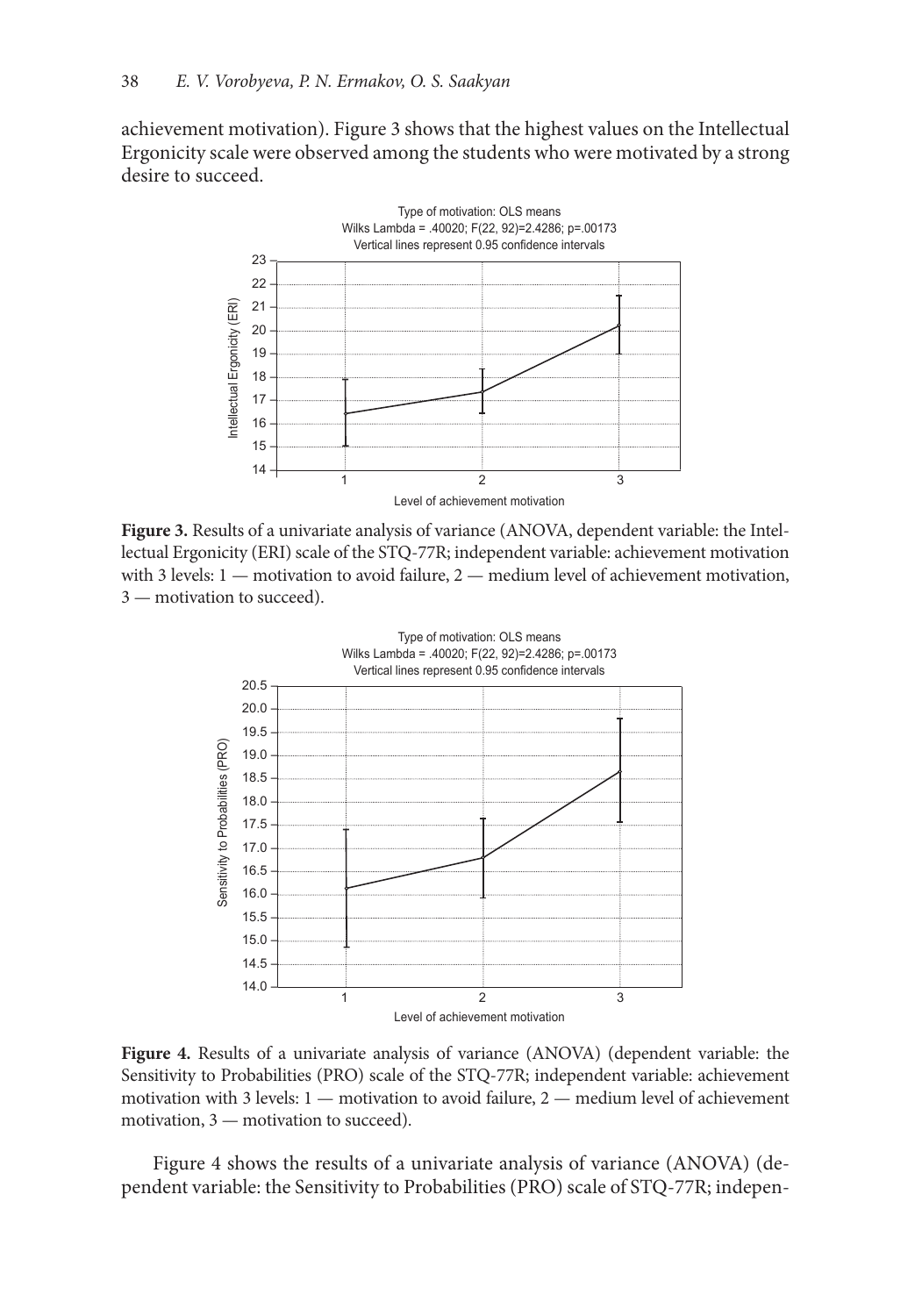achievement motivation). Figure 3 shows that the highest values on the Intellectual Ergonicity scale were observed among the students who were motivated by a strong desire to succeed.

**Figure 3.** Results of a univariate analysis of variance (ANOVA, dependent variable: the Intellectual Ergonicity (ERI) scale of the STQ-77R; independent variable: achievement motivation with 3 levels: 1 — motivation to avoid failure, 2 — medium level of achievement motivation, 3 — motivation to succeed).

**Figure 4.** Results of a univariate analysis of variance (ANOVA) (dependent variable: the Sensitivity to Probabilities (PRO) scale of the STQ-77R; independent variable: achievement motivation with 3 levels: 1 — motivation to avoid failure, 2 — medium level of achievement motivation, 3 — motivation to succeed).

Figure 4 shows the results of a univariate analysis of variance (ANOVA) (dependent variable: the Sensitivity to Probabilities (PRO) scale of STQ-77R; indepen-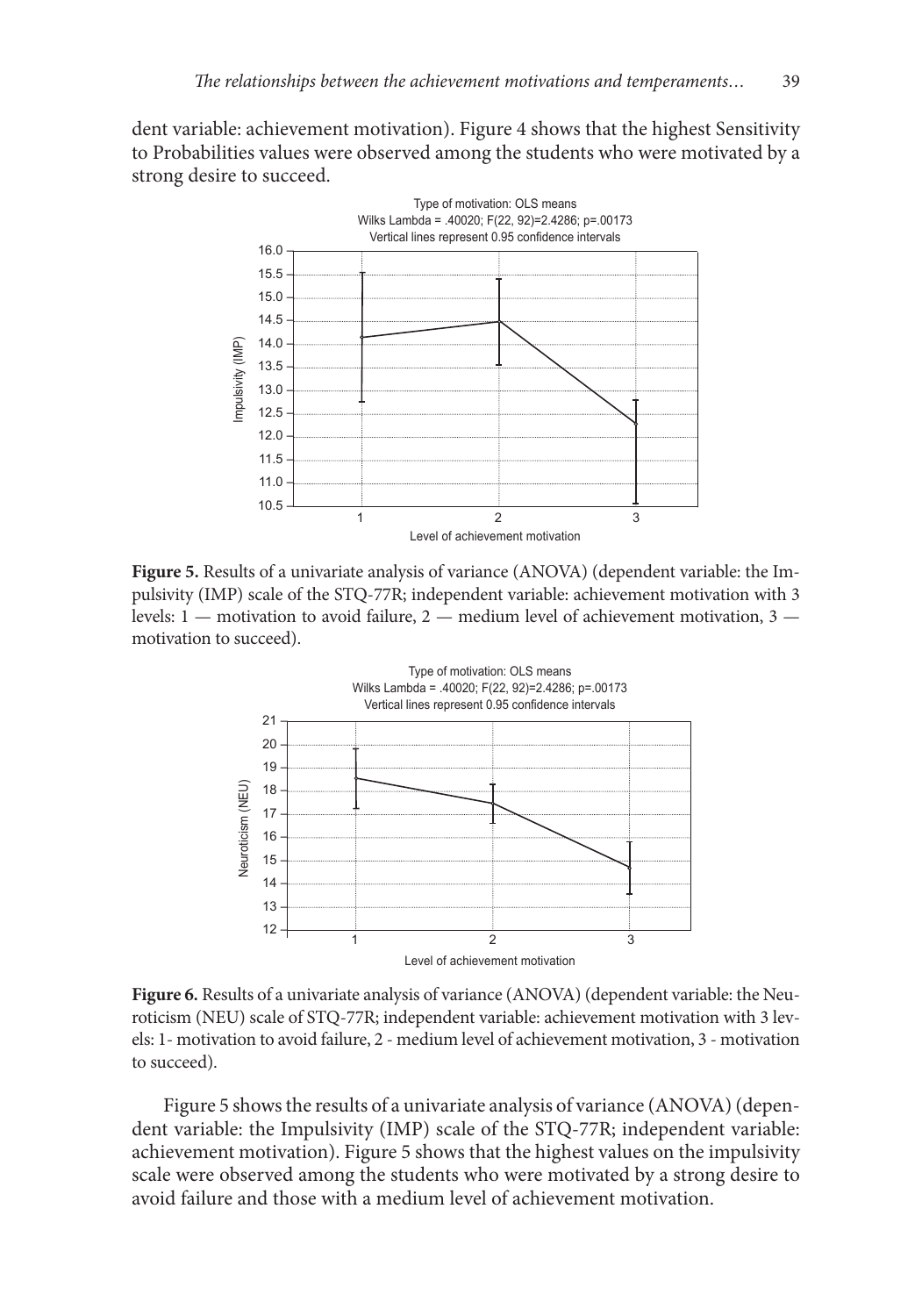dent variable: achievement motivation). Figure 4 shows that the highest Sensitivity to Probabilities values were observed among the students who were motivated by a strong desire to succeed.

**Figure 5.** Results of a univariate analysis of variance (ANOVA) (dependent variable: the Impulsivity (IMP) scale of the STQ-77R; independent variable: achievement motivation with 3 levels: 1 — motivation to avoid failure, 2 — medium level of achievement motivation, 3 — motivation to succeed).

**Figure 6.** Results of a univariate analysis of variance (ANOVA) (dependent variable: the Neuroticism (NEU) scale of STQ-77R; independent variable: achievement motivation with 3 levels: 1- motivation to avoid failure, 2 - medium level of achievement motivation, 3 - motivation to succeed).

Figure 5 shows the results of a univariate analysis of variance (ANOVA) (dependent variable: the Impulsivity (IMP) scale of the STQ-77R; independent variable: achievement motivation). Figure 5 shows that the highest values on the impulsivity scale were observed among the students who were motivated by a strong desire to avoid failure and those with a medium level of achievement motivation.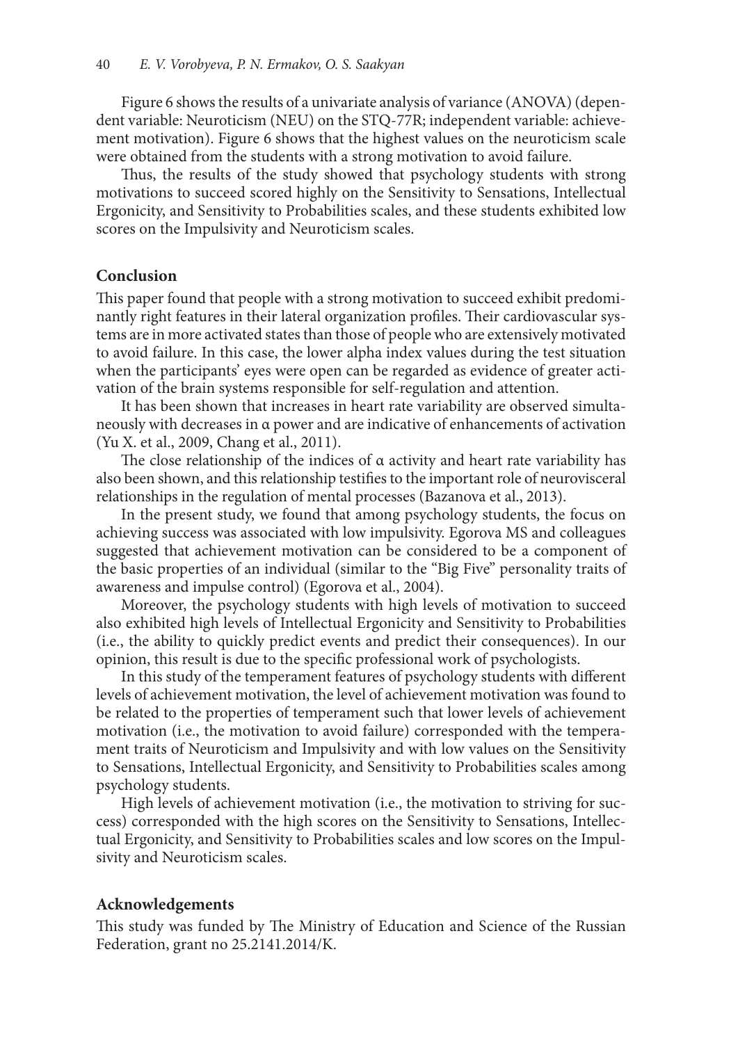Figure 6 shows the results of a univariate analysis of variance (ANOVA) (dependent variable: Neuroticism (NEU) on the STQ-77R; independent variable: achievement motivation). Figure 6 shows that the highest values on the neuroticism scale were obtained from the students with a strong motivation to avoid failure.

Thus, the results of the study showed that psychology students with strong motivations to succeed scored highly on the Sensitivity to Sensations, Intellectual Ergonicity, and Sensitivity to Probabilities scales, and these students exhibited low scores on the Impulsivity and Neuroticism scales.

## Conclusion

This paper found that people with a strong motivation to succeed exhibit predominantly right features in their lateral organization profiles. Their cardiovascular systems are in more activated states than those of people who are extensively motivated to avoid failure. In this case, the lower alpha index values during the test situation when the participants' eyes were open can be regarded as evidence of greater activation of the brain systems responsible for self-regulation and attention.

It has been shown that increases in heart rate variability are observed simultaneously with decreases in α power and are indicative of enhancements of activation (Yu X. et al., 2009, Chang et al., 2011).

The close relationship of the indices of α activity and heart rate variability has also been shown, and this relationship testifies to the important role of neurovisceral relationships in the regulation of mental processes (Bazanova et al., 2013).

In the present study, we found that among psychology students, the focus on achieving success was associated with low impulsivity. Egorova MS and colleagues suggested that achievement motivation can be considered to be a component of the basic properties of an individual (similar to the "Big Five" personality traits of awareness and impulse control) (Egorova et al., 2004).

Moreover, the psychology students with high levels of motivation to succeed also exhibited high levels of Intellectual Ergonicity and Sensitivity to Probabilities (i.e., the ability to quickly predict events and predict their consequences). In our opinion, this result is due to the specific professional work of psychologists.

In this study of the temperament features of psychology students with different levels of achievement motivation, the level of achievement motivation was found to be related to the properties of temperament such that lower levels of achievement motivation (i.e., the motivation to avoid failure) corresponded with the temperament traits of Neuroticism and Impulsivity and with low values on the Sensitivity to Sensations, Intellectual Ergonicity, and Sensitivity to Probabilities scales among psychology students.

High levels of achievement motivation (i.e., the motivation to striving for success) corresponded with the high scores on the Sensitivity to Sensations, Intellectual Ergonicity, and Sensitivity to Probabilities scales and low scores on the Impulsivity and Neuroticism scales.

## Acknowledgements

This study was funded by The Ministry of Education and Science of the Russian Federation, grant no 25.2141.2014/K.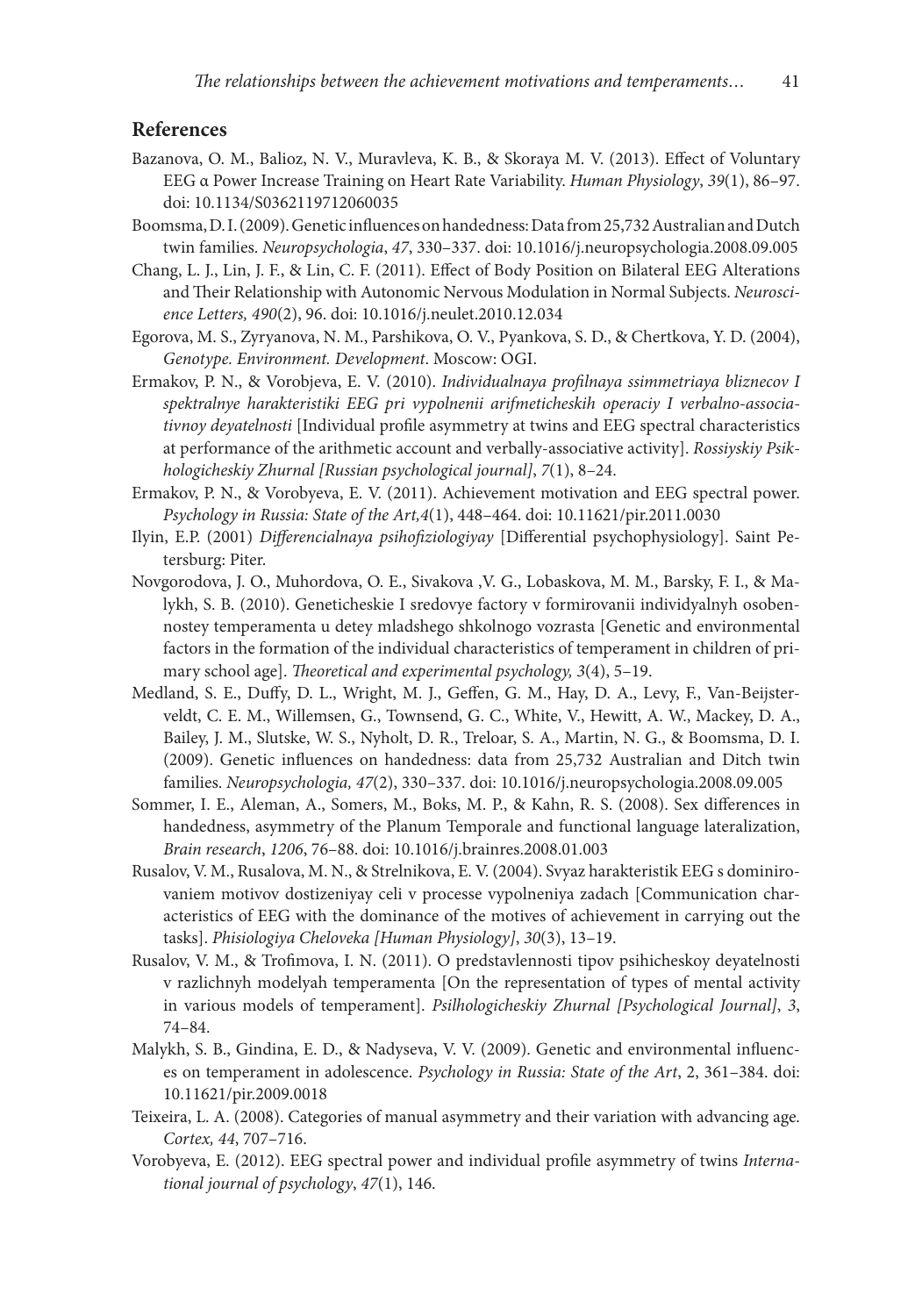## References

Bazanova, O. M., Balioz, N. V., Muravleva, K. B., & Skoraya M. V. (2013). Effect of Voluntary EEG α Power Increase Training on Heart Rate Variability. *Human Physiology*, *39*(1), 86–97. doi: 10.1134/S0362119712060035

Boomsma, D. I. (2009). Genetic influences on handedness: Data from 25,732 Australian and Dutch twin families. *Neuropsychologia*, *47*, 330–337. doi: 10.1016/j.neuropsychologia.2008.09.005

Chang, L. J., Lin, J. F., & Lin, C. F. (2011). Effect of Body Position on Bilateral EEG Alterations and Their Relationship with Autonomic Nervous Modulation in Normal Subjects. *Neuroscience Letters, 490*(2), 96. doi: 10.1016/j.neulet.2010.12.034

Egorova, M. S., Zyryanova, N. M., Parshikova, O. V., Pyankova, S. D., & Chertkova, Y. D. (2004), *Genotype. Environment. Development*. Moscow: OGI.

Ermakov, P. N., & Vorobjeva, E. V. (2010). *Individualnaya profilnaya ssimmetriaya bliznecov I spektralnye harakteristiki EEG pri vypolnenii arifmeticheskih operaciy I verbalno-associativnoy deyatelnosti* [Individual profile asymmetry at twins and EEG spectral characteristics at performance of the arithmetic account and verbally-associative activity]. *Rossiyskiy Psikhologicheskiy Zhurnal [Russian psychological journal]*, *7*(1), 8–24.

Ermakov, P. N., & Vorobyeva, E. V. (2011). Achievement motivation and EEG spectral power. *Psychology in Russia: State of the Art,4*(1), 448–464. doi: 10.11621/pir.2011.0030

Ilyin, E.P. (2001) *Differencialnaya psihofiziologiyay* [Differential psychophysiology]. Saint Petersburg: Piter.

Novgorodova, J. O., Muhordova, O. E., Sivakova ,V. G., Lobaskova, M. M., Barsky, F. I., & Malykh, S. B. (2010). Geneticheskie I sredovye factory v formirovanii individyalnyh osobennostey temperamenta u detey mladshego shkolnogo vozrasta [Genetic and environmental factors in the formation of the individual characteristics of temperament in children of primary school age]. *Theoretical and experimental psychology, 3*(4), 5–19.

Medland, S. E., Duffy, D. L., Wright, M. J., Geffen, G. M., Hay, D. A., Levy, F., Van-Beijsterveldt, C. E. M., Willemsen, G., Townsend, G. C., White, V., Hewitt, A. W., Mackey, D. A., Bailey, J. M., Slutske, W. S., Nyholt, D. R., Treloar, S. A., Martin, N. G., & Boomsma, D. I. (2009). Genetic influences on handedness: data from 25,732 Australian and Ditch twin families. *Neuropsychologia, 47*(2), 330–337. doi: 10.1016/j.neuropsychologia.2008.09.005

Sommer, I. E., Aleman, A., Somers, M., Boks, M. P., & Kahn, R. S. (2008). Sex differences in handedness, asymmetry of the Planum Temporale and functional language lateralization, *Brain research*, *1206*, 76–88. doi: 10.1016/j.brainres.2008.01.003

Rusalov, V. M., Rusalova, M. N., & Strelnikova, E. V. (2004). Svyaz harakteristik EEG s dominirovaniem motivov dostizeniyay celi v processe vypolneniya zadach [Communication characteristics of EEG with the dominance of the motives of achievement in carrying out the tasks]. *Phisiologiya Cheloveka [Human Physiology]*, *30*(3), 13–19.

Rusalov, V. M., & Trofimova, I. N. (2011). O predstavlennosti tipov psihicheskoy deyatelnosti v razlichnyh modelyah temperamenta [On the representation of types of mental activity in various models of temperament]. *Psilhologicheskiy Zhurnal [Psychological Journal]*, *3*, 74–84.

Malykh, S. B., Gindina, E. D., & Nadyseva, V. V. (2009). Genetic and environmental influences on temperament in adolescence. *Psychology in Russia: State of the Art*, 2, 361–384. doi: 10.11621/pir.2009.0018

Teixeira, L. A. (2008). Categories of manual asymmetry and their variation with advancing age. *Cortex, 44*, 707–716.

Vorobyeva, E. (2012). EEG spectral power and individual profile asymmetry of twins *International journal of psychology*, *47*(1), 146.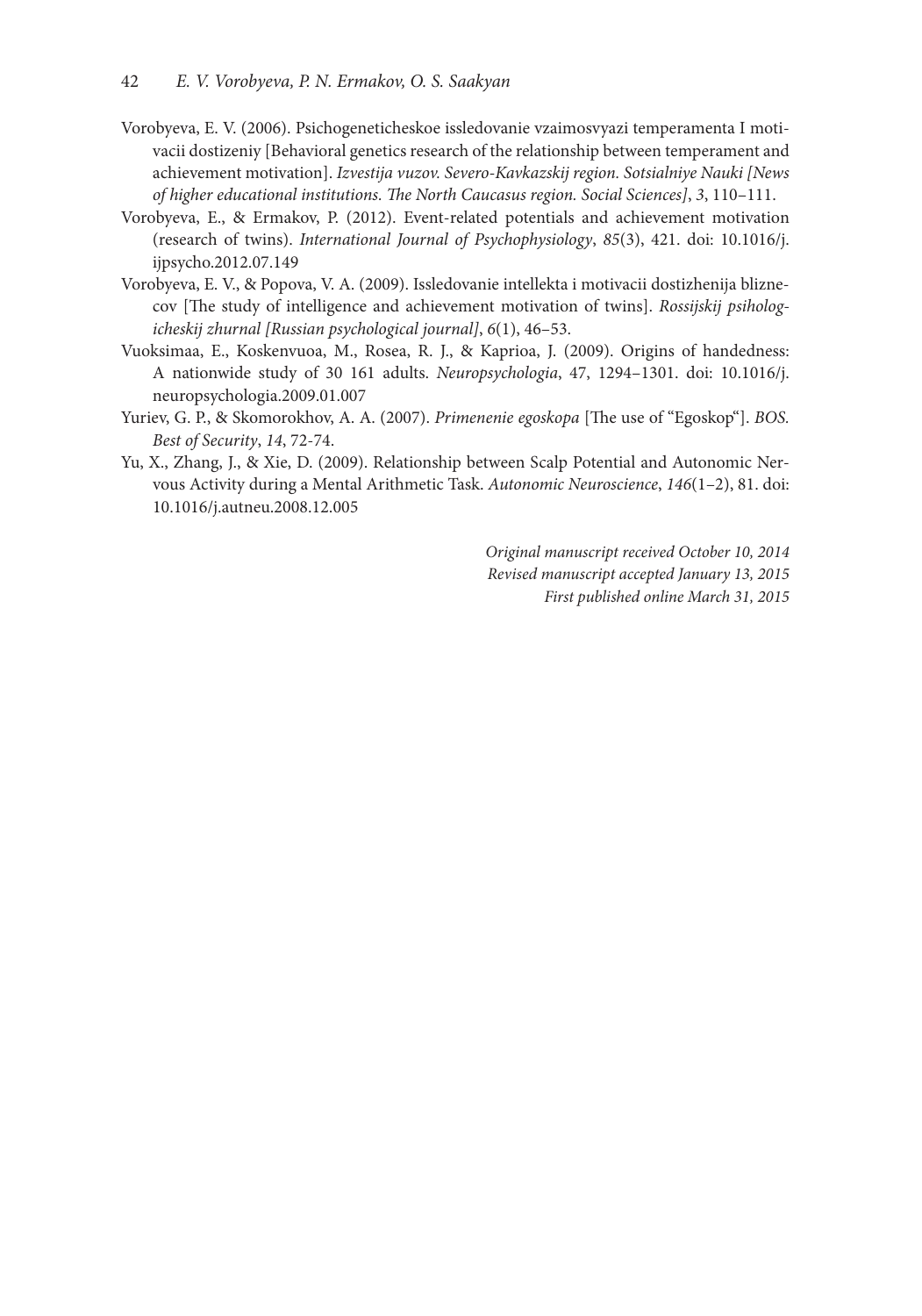Vorobyeva, E. V. (2006). Psichogeneticheskoe issledovanie vzaimosvyazi temperamenta I motivacii dostizeniy [Behavioral genetics research of the relationship between temperament and achievement motivation]. *Izvestija vuzov. Severo-Kavkazskij region. Sotsialniye Nauki [News of higher educational institutions. The North Caucasus region. Social Sciences]*, *3*, 110–111.

Vorobyeva, E., & Ermakov, P. (2012). Event-related potentials and achievement motivation (research of twins). *International Journal of Psychophysiology*, *85*(3), 421. doi: 10.1016/j.ijpsycho.2012.07.149

Vorobyeva, E. V., & Popova, V. A. (2009). Issledovanie intellekta i motivacii dostizhenija bliznecov [The study of intelligence and achievement motivation of twins]. *Rossijskij psihologicheskij zhurnal [Russian psychological journal]*, *6*(1), 46–53.

Vuoksimaa, E., Koskenvuoa, M., Rosea, R. J., & Kaprioa, J. (2009). Origins of handedness: A nationwide study of 30 161 adults. *Neuropsychologia*, 47, 1294–1301. doi: 10.1016/j.neuropsychologia.2009.01.007

Yuriev, G. P., & Skomorokhov, A. A. (2007). *Primenenie egoskopa* [The use of "Egoskop"]. *BOS. Best of Security*, *14*, 72-74.

Yu, X., Zhang, J., & Xie, D. (2009). Relationship between Scalp Potential and Autonomic Nervous Activity during a Mental Arithmetic Task. *Autonomic Neuroscience*, *146*(1–2), 81. doi: 10.1016/j.autneu.2008.12.005

*Original manuscript received October 10, 2014*
*Revised manuscript accepted January 13, 2015*
*First published online March 31, 2015*